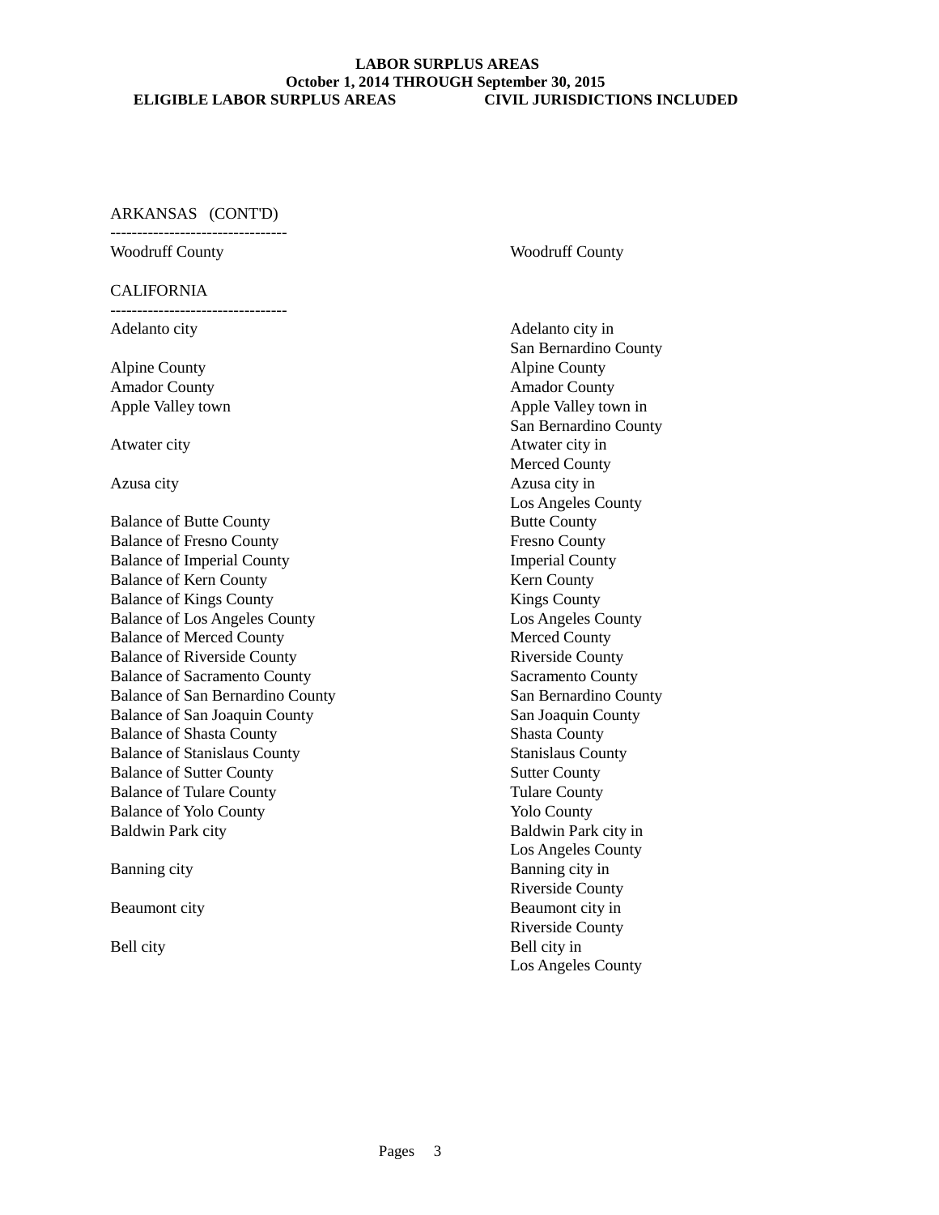**LABOR SURPLUS AREAS**
**October 1, 2014 THROUGH September 30, 2015**

| ELIGIBLE LABOR SURPLUS AREAS | CIVIL JURISDICTIONS INCLUDED |
|---|---|
| **ARKANSAS (CONT'D)** | |
| Woodruff County | Woodruff County |
| **CALIFORNIA** | |
| Adelanto city | Adelanto city in San Bernardino County |
| Alpine County | Alpine County |
| Amador County | Amador County |
| Apple Valley town | Apple Valley town in San Bernardino County |
| Atwater city | Atwater city in Merced County |
| Azusa city | Azusa city in Los Angeles County |
| Balance of Butte County | Butte County |
| Balance of Fresno County | Fresno County |
| Balance of Imperial County | Imperial County |
| Balance of Kern County | Kern County |
| Balance of Kings County | Kings County |
| Balance of Los Angeles County | Los Angeles County |
| Balance of Merced County | Merced County |
| Balance of Riverside County | Riverside County |
| Balance of Sacramento County | Sacramento County |
| Balance of San Bernardino County | San Bernardino County |
| Balance of San Joaquin County | San Joaquin County |
| Balance of Shasta County | Shasta County |
| Balance of Stanislaus County | Stanislaus County |
| Balance of Sutter County | Sutter County |
| Balance of Tulare County | Tulare County |
| Balance of Yolo County | Yolo County |
| Baldwin Park city | Baldwin Park city in Los Angeles County |
| Banning city | Banning city in Riverside County |
| Beaumont city | Beaumont city in Riverside County |
| Bell city | Bell city in Los Angeles County |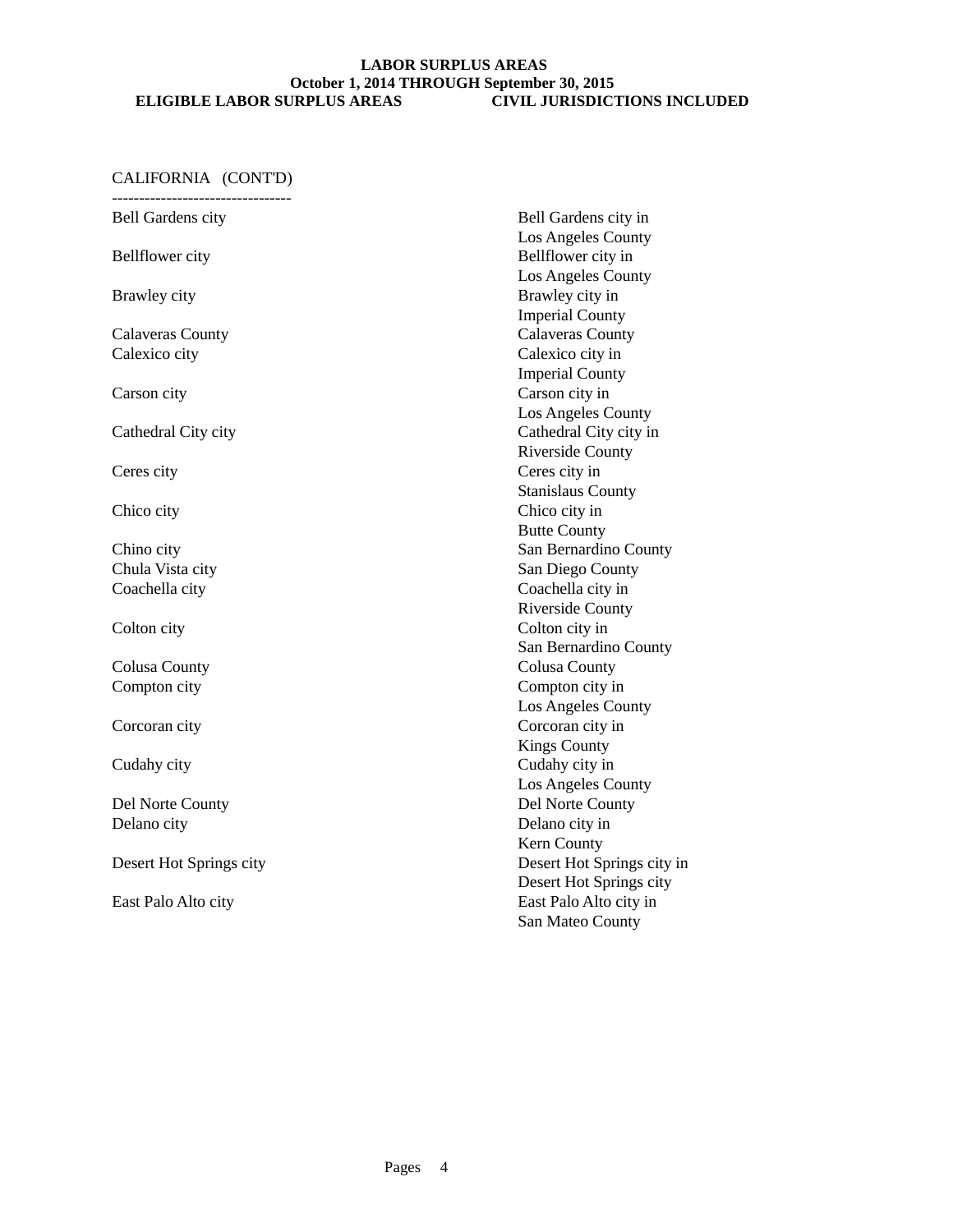**LABOR SURPLUS AREAS**
**October 1, 2014 THROUGH September 30, 2015**

CALIFORNIA (CONT'D)

| ELIGIBLE LABOR SURPLUS AREAS | CIVIL JURISDICTIONS INCLUDED |
|---|---|
| Bell Gardens city | Bell Gardens city in Los Angeles County |
| Bellflower city | Bellflower city in Los Angeles County |
| Brawley city | Brawley city in Imperial County |
| Calaveras County | Calaveras County |
| Calexico city | Calexico city in Imperial County |
| Carson city | Carson city in Los Angeles County |
| Cathedral City city | Cathedral City city in Riverside County |
| Ceres city | Ceres city in Stanislaus County |
| Chico city | Chico city in Butte County |
| Chino city | San Bernardino County |
| Chula Vista city | San Diego County |
| Coachella city | Coachella city in Riverside County |
| Colton city | Colton city in San Bernardino County |
| Colusa County | Colusa County |
| Compton city | Compton city in Los Angeles County |
| Corcoran city | Corcoran city in Kings County |
| Cudahy city | Cudahy city in Los Angeles County |
| Del Norte County | Del Norte County |
| Delano city | Delano city in Kern County |
| Desert Hot Springs city | Desert Hot Springs city in Desert Hot Springs city |
| East Palo Alto city | East Palo Alto city in San Mateo County |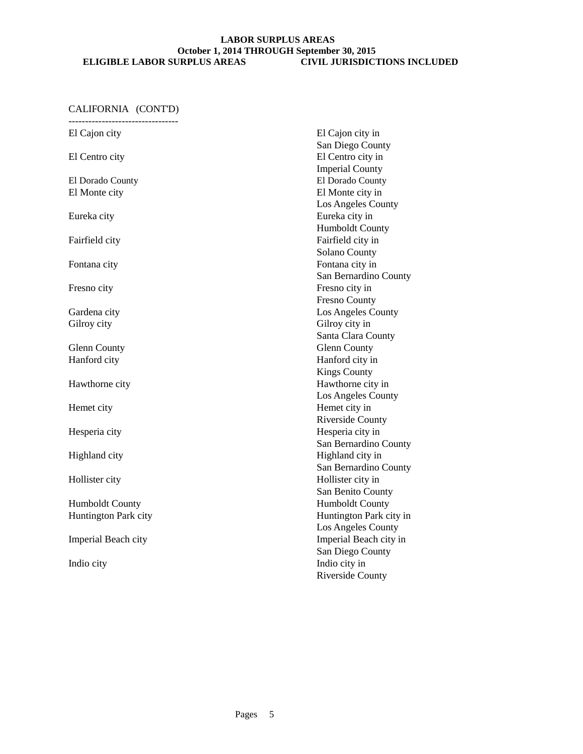**LABOR SURPLUS AREAS**
**October 1, 2014 THROUGH September 30, 2015**

CALIFORNIA (CONT'D)

| ELIGIBLE LABOR SURPLUS AREAS | CIVIL JURISDICTIONS INCLUDED |
|---|---|
| El Cajon city | El Cajon city in San Diego County |
| El Centro city | El Centro city in Imperial County |
| El Dorado County | El Dorado County |
| El Monte city | El Monte city in Los Angeles County |
| Eureka city | Eureka city in Humboldt County |
| Fairfield city | Fairfield city in Solano County |
| Fontana city | Fontana city in San Bernardino County |
| Fresno city | Fresno city in Fresno County |
| Gardena city | Los Angeles County |
| Gilroy city | Gilroy city in Santa Clara County |
| Glenn County | Glenn County |
| Hanford city | Hanford city in Kings County |
| Hawthorne city | Hawthorne city in Los Angeles County |
| Hemet city | Hemet city in Riverside County |
| Hesperia city | Hesperia city in San Bernardino County |
| Highland city | Highland city in San Bernardino County |
| Hollister city | Hollister city in San Benito County |
| Humboldt County | Humboldt County |
| Huntington Park city | Huntington Park city in Los Angeles County |
| Imperial Beach city | Imperial Beach city in San Diego County |
| Indio city | Indio city in Riverside County |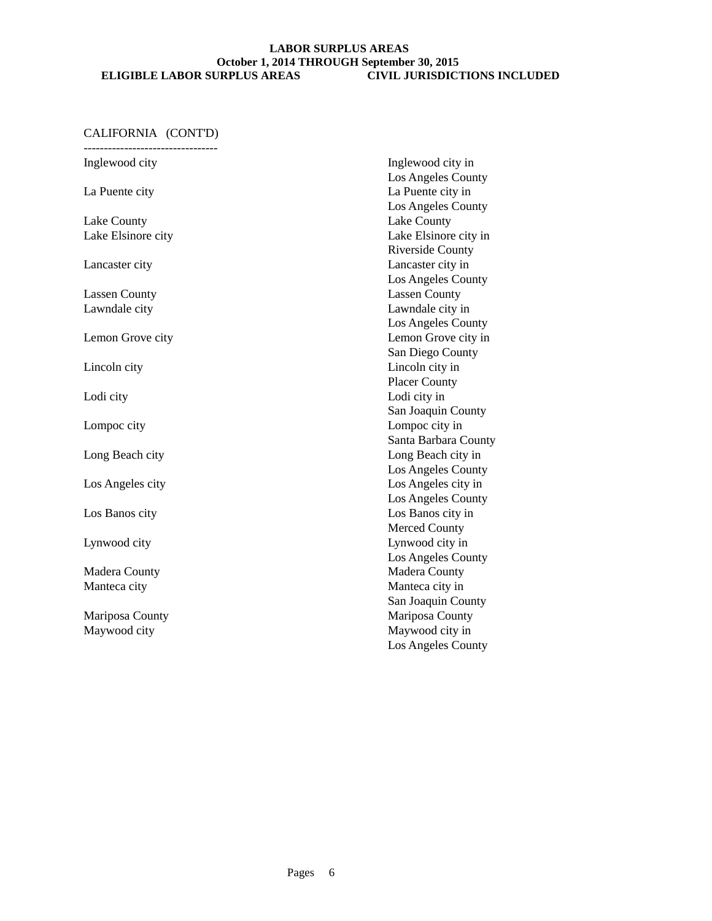**LABOR SURPLUS AREAS**
**October 1, 2014 THROUGH September 30, 2015**

CALIFORNIA (CONT'D)

| ELIGIBLE LABOR SURPLUS AREAS | CIVIL JURISDICTIONS INCLUDED |
|---|---|
| Inglewood city | Inglewood city in Los Angeles County |
| La Puente city | La Puente city in Los Angeles County |
| Lake County | Lake County |
| Lake Elsinore city | Lake Elsinore city in Riverside County |
| Lancaster city | Lancaster city in Los Angeles County |
| Lassen County | Lassen County |
| Lawndale city | Lawndale city in Los Angeles County |
| Lemon Grove city | Lemon Grove city in San Diego County |
| Lincoln city | Lincoln city in Placer County |
| Lodi city | Lodi city in San Joaquin County |
| Lompoc city | Lompoc city in Santa Barbara County |
| Long Beach city | Long Beach city in Los Angeles County |
| Los Angeles city | Los Angeles city in Los Angeles County |
| Los Banos city | Los Banos city in Merced County |
| Lynwood city | Lynwood city in Los Angeles County |
| Madera County | Madera County |
| Manteca city | Manteca city in San Joaquin County |
| Mariposa County | Mariposa County |
| Maywood city | Maywood city in Los Angeles County |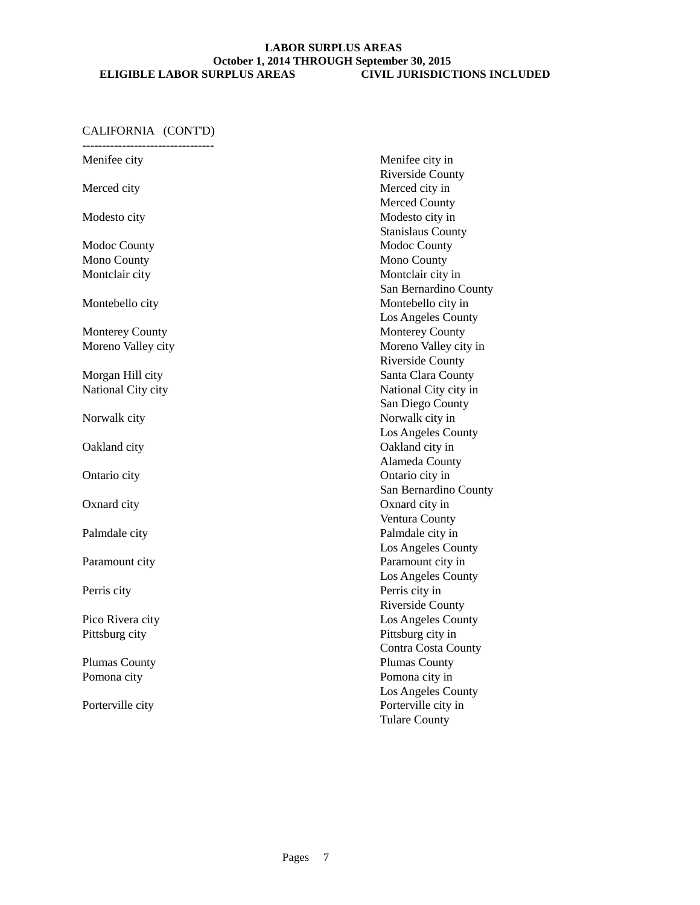**LABOR SURPLUS AREAS**
**October 1, 2014 THROUGH September 30, 2015**

CALIFORNIA (CONT'D)

| ELIGIBLE LABOR SURPLUS AREAS | CIVIL JURISDICTIONS INCLUDED |
|---|---|
| Menifee city | Menifee city in Riverside County |
| Merced city | Merced city in Merced County |
| Modesto city | Modesto city in Stanislaus County |
| Modoc County | Modoc County |
| Mono County | Mono County |
| Montclair city | Montclair city in San Bernardino County |
| Montebello city | Montebello city in Los Angeles County |
| Monterey County | Monterey County |
| Moreno Valley city | Moreno Valley city in Riverside County |
| Morgan Hill city | Santa Clara County |
| National City city | National City city in San Diego County |
| Norwalk city | Norwalk city in Los Angeles County |
| Oakland city | Oakland city in Alameda County |
| Ontario city | Ontario city in San Bernardino County |
| Oxnard city | Oxnard city in Ventura County |
| Palmdale city | Palmdale city in Los Angeles County |
| Paramount city | Paramount city in Los Angeles County |
| Perris city | Perris city in Riverside County |
| Pico Rivera city | Los Angeles County |
| Pittsburg city | Pittsburg city in Contra Costa County |
| Plumas County | Plumas County |
| Pomona city | Pomona city in Los Angeles County |
| Porterville city | Porterville city in Tulare County |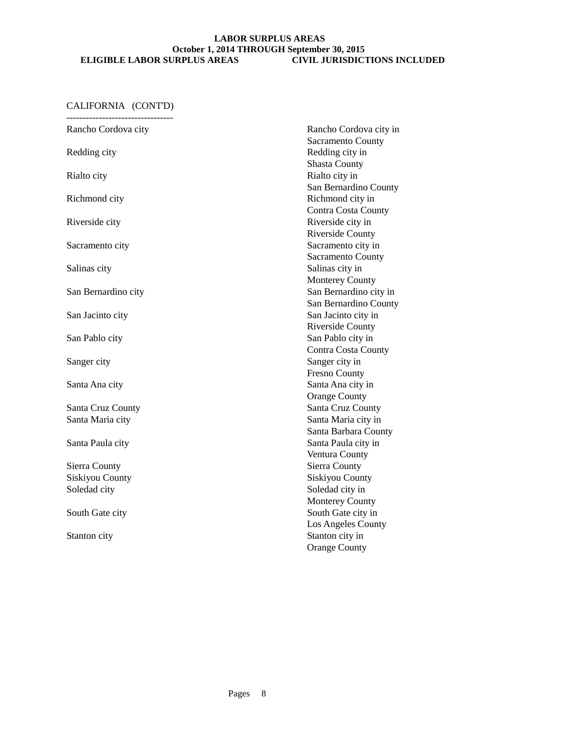**LABOR SURPLUS AREAS**
**October 1, 2014 THROUGH September 30, 2015**

| ELIGIBLE LABOR SURPLUS AREAS | CIVIL JURISDICTIONS INCLUDED |
|---|---|
| **CALIFORNIA (CONT'D)** | |
| Rancho Cordova city | Rancho Cordova city in Sacramento County |
| Redding city | Redding city in Shasta County |
| Rialto city | Rialto city in San Bernardino County |
| Richmond city | Richmond city in Contra Costa County |
| Riverside city | Riverside city in Riverside County |
| Sacramento city | Sacramento city in Sacramento County |
| Salinas city | Salinas city in Monterey County |
| San Bernardino city | San Bernardino city in San Bernardino County |
| San Jacinto city | San Jacinto city in Riverside County |
| San Pablo city | San Pablo city in Contra Costa County |
| Sanger city | Sanger city in Fresno County |
| Santa Ana city | Santa Ana city in Orange County |
| Santa Cruz County | Santa Cruz County |
| Santa Maria city | Santa Maria city in Santa Barbara County |
| Santa Paula city | Santa Paula city in Ventura County |
| Sierra County | Sierra County |
| Siskiyou County | Siskiyou County |
| Soledad city | Soledad city in Monterey County |
| South Gate city | South Gate city in Los Angeles County |
| Stanton city | Stanton city in Orange County |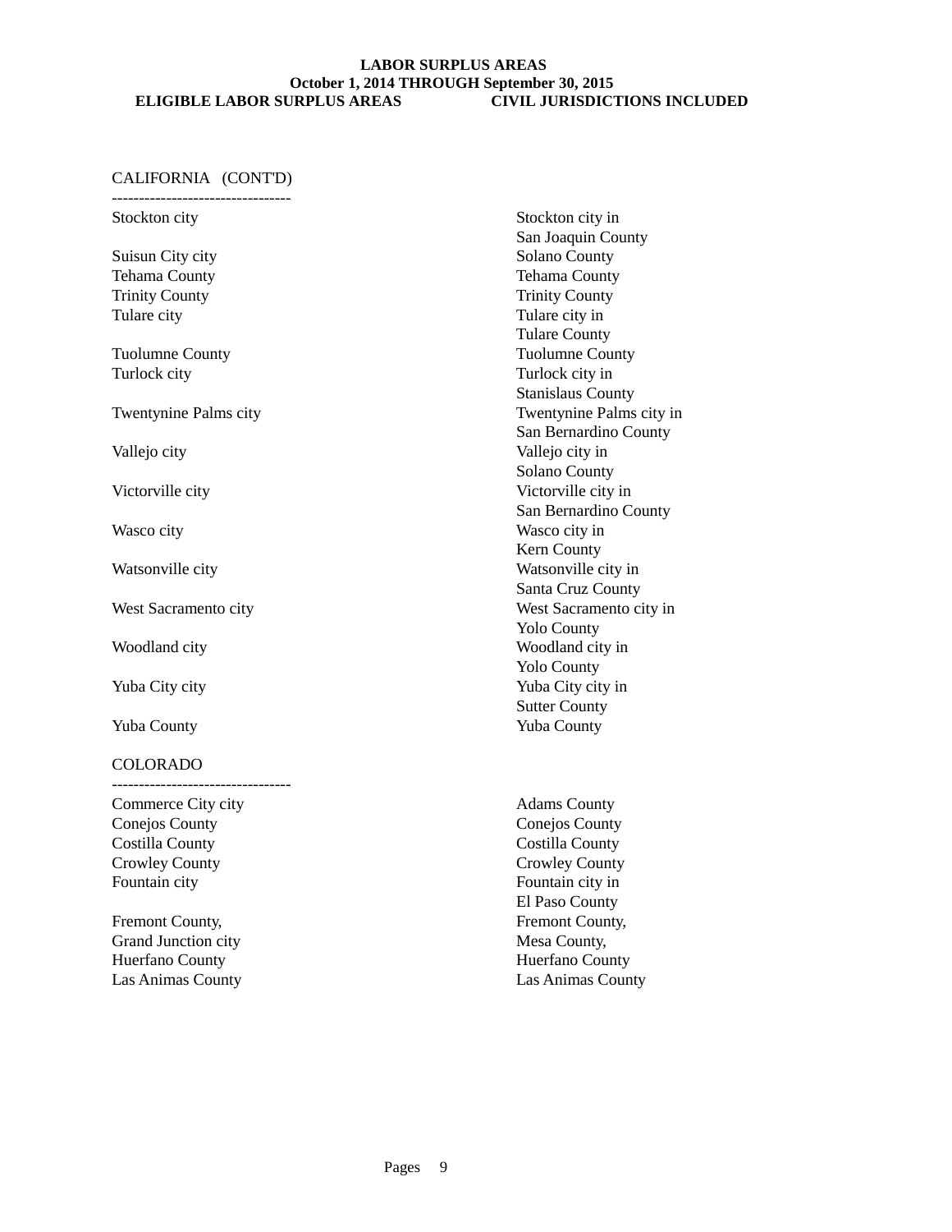**LABOR SURPLUS AREAS**
**October 1, 2014 THROUGH September 30, 2015**

| ELIGIBLE LABOR SURPLUS AREAS | CIVIL JURISDICTIONS INCLUDED |
|---|---|
| **CALIFORNIA (CONT'D)** | |
| Stockton city | Stockton city in San Joaquin County |
| Suisun City city | Solano County |
| Tehama County | Tehama County |
| Trinity County | Trinity County |
| Tulare city | Tulare city in Tulare County |
| Tuolumne County | Tuolumne County |
| Turlock city | Turlock city in Stanislaus County |
| Twentynine Palms city | Twentynine Palms city in San Bernardino County |
| Vallejo city | Vallejo city in Solano County |
| Victorville city | Victorville city in San Bernardino County |
| Wasco city | Wasco city in Kern County |
| Watsonville city | Watsonville city in Santa Cruz County |
| West Sacramento city | West Sacramento city in Yolo County |
| Woodland city | Woodland city in Yolo County |
| Yuba City city | Yuba City city in Sutter County |
| Yuba County | Yuba County |
| **COLORADO** | |
| Commerce City city | Adams County |
| Conejos County | Conejos County |
| Costilla County | Costilla County |
| Crowley County | Crowley County |
| Fountain city | Fountain city in El Paso County |
| Fremont County, | Fremont County, |
| Grand Junction city | Mesa County, |
| Huerfano County | Huerfano County |
| Las Animas County | Las Animas County |